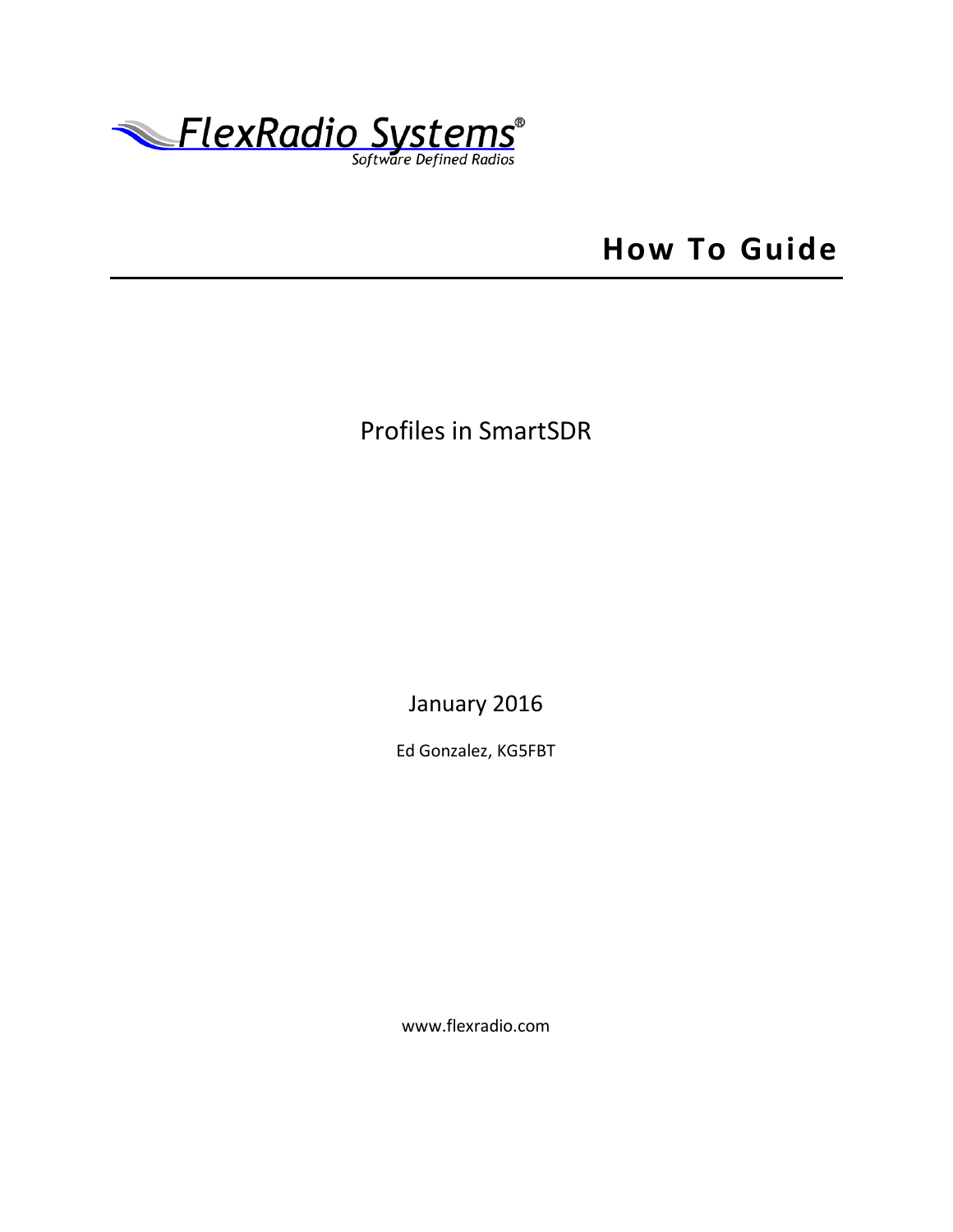FlexRadio Systems®

*Software Defined Radios*

# How To Guide

Profiles in SmartSDR

January 2016

Ed Gonzalez, KG5FBT

www.flexradio.com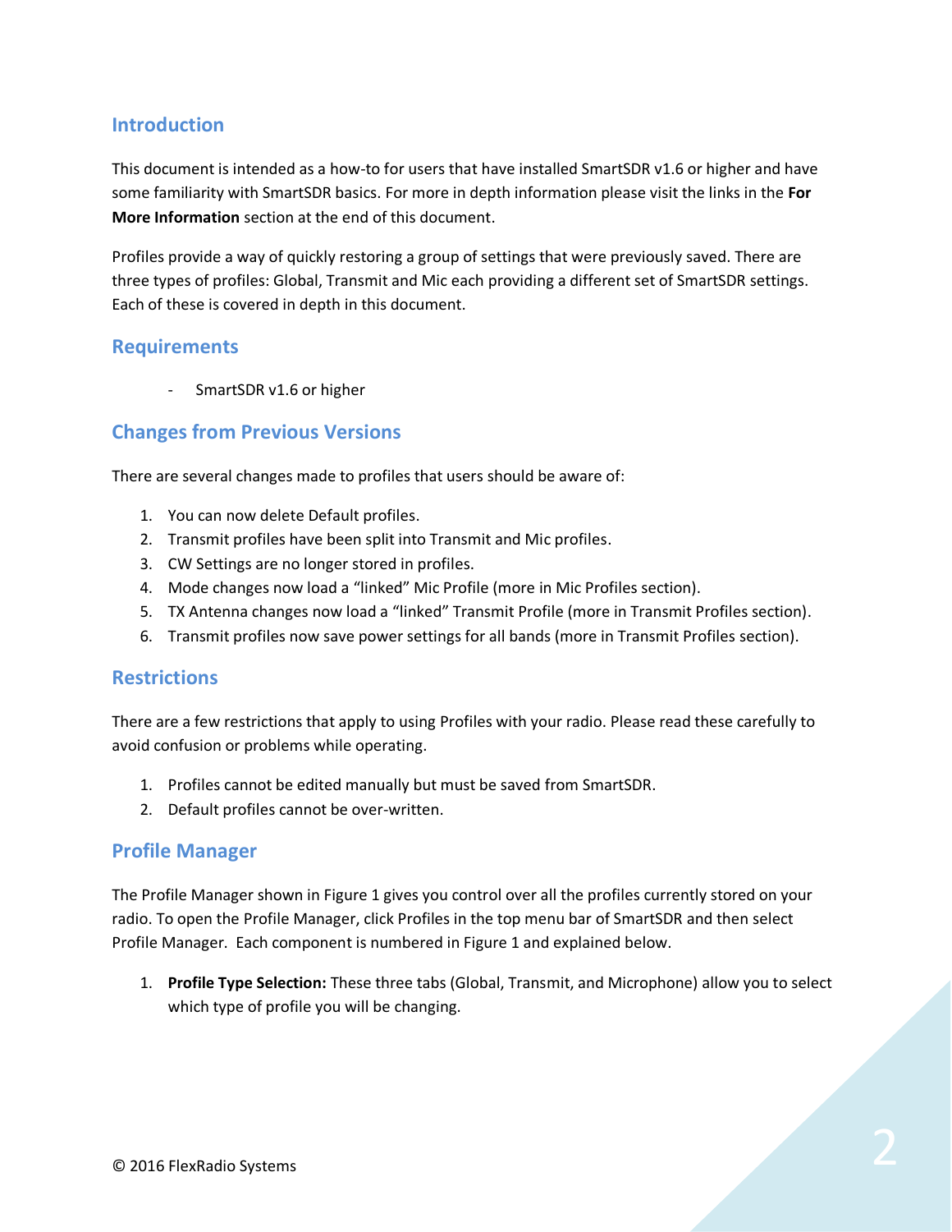## Introduction

This document is intended as a how-to for users that have installed SmartSDR v1.6 or higher and have some familiarity with SmartSDR basics. For more in depth information please visit the links in the **For More Information** section at the end of this document.

Profiles provide a way of quickly restoring a group of settings that were previously saved. There are three types of profiles: Global, Transmit and Mic each providing a different set of SmartSDR settings. Each of these is covered in depth in this document.

## Requirements

- SmartSDR v1.6 or higher

## Changes from Previous Versions

There are several changes made to profiles that users should be aware of:

1. You can now delete Default profiles.
2. Transmit profiles have been split into Transmit and Mic profiles.
3. CW Settings are no longer stored in profiles.
4. Mode changes now load a "linked" Mic Profile (more in Mic Profiles section).
5. TX Antenna changes now load a "linked" Transmit Profile (more in Transmit Profiles section).
6. Transmit profiles now save power settings for all bands (more in Transmit Profiles section).

## Restrictions

There are a few restrictions that apply to using Profiles with your radio. Please read these carefully to avoid confusion or problems while operating.

1. Profiles cannot be edited manually but must be saved from SmartSDR.
2. Default profiles cannot be over-written.

## Profile Manager

The Profile Manager shown in Figure 1 gives you control over all the profiles currently stored on your radio. To open the Profile Manager, click Profiles in the top menu bar of SmartSDR and then select Profile Manager. Each component is numbered in Figure 1 and explained below.

1. **Profile Type Selection:** These three tabs (Global, Transmit, and Microphone) allow you to select which type of profile you will be changing.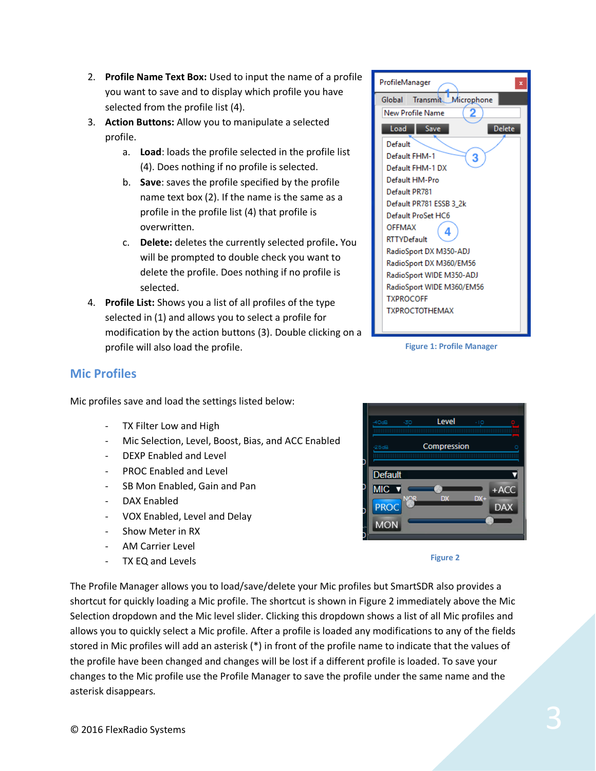2. **Profile Name Text Box:** Used to input the name of a profile you want to save and to display which profile you have selected from the profile list (4).
3. **Action Buttons:** Allow you to manipulate a selected profile.
   a. **Load**: loads the profile selected in the profile list (4). Does nothing if no profile is selected.
   b. **Save**: saves the profile specified by the profile name text box (2). If the name is the same as a profile in the profile list (4) that profile is overwritten.
   c. **Delete:** deletes the currently selected profile**.** You will be prompted to double check you want to delete the profile. Does nothing if no profile is selected.
4. **Profile List:** Shows you a list of all profiles of the type selected in (1) and allows you to select a profile for modification by the action buttons (3). Double clicking on a profile will also load the profile.

Figure 1: Profile Manager

## Mic Profiles

Mic profiles save and load the settings listed below:

- TX Filter Low and High
- Mic Selection, Level, Boost, Bias, and ACC Enabled
- DEXP Enabled and Level
- PROC Enabled and Level
- SB Mon Enabled, Gain and Pan
- DAX Enabled
- VOX Enabled, Level and Delay
- Show Meter in RX
- AM Carrier Level
- TX EQ and Levels

Figure 2

The Profile Manager allows you to load/save/delete your Mic profiles but SmartSDR also provides a shortcut for quickly loading a Mic profile. The shortcut is shown in Figure 2 immediately above the Mic Selection dropdown and the Mic level slider. Clicking this dropdown shows a list of all Mic profiles and allows you to quickly select a Mic profile. After a profile is loaded any modifications to any of the fields stored in Mic profiles will add an asterisk (*) in front of the profile name to indicate that the values of the profile have been changed and changes will be lost if a different profile is loaded. To save your changes to the Mic profile use the Profile Manager to save the profile under the same name and the asterisk disappears.

© 2016 FlexRadio Systems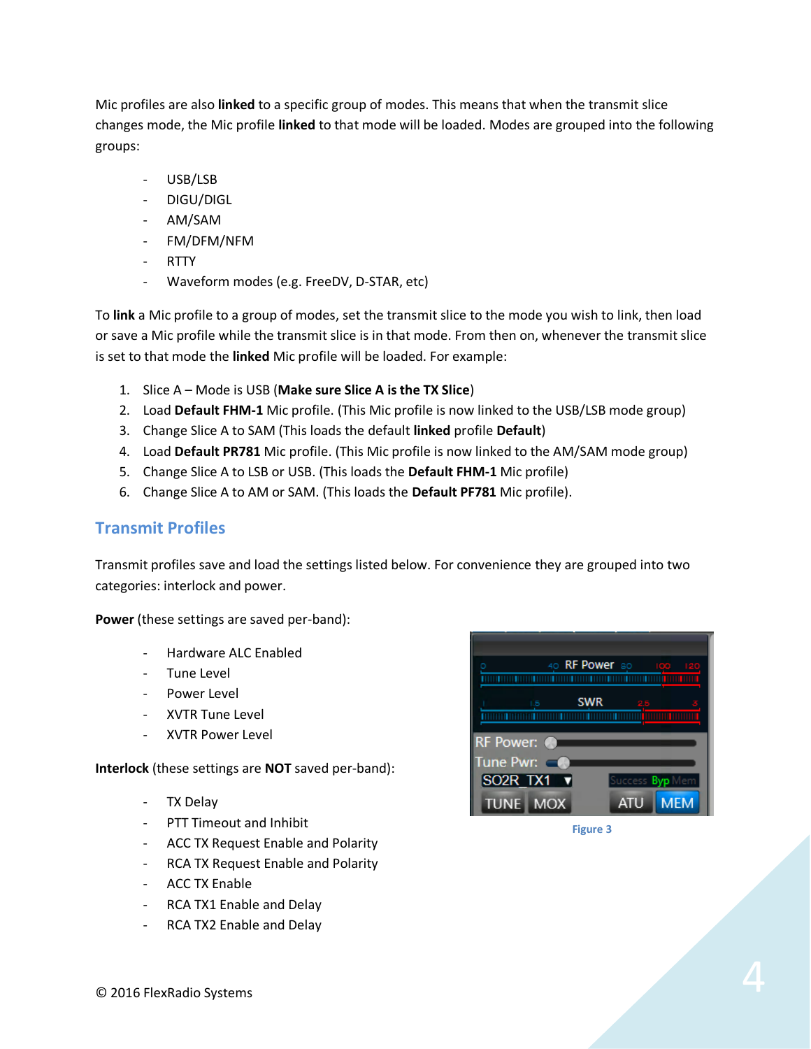Mic profiles are also **linked** to a specific group of modes. This means that when the transmit slice changes mode, the Mic profile **linked** to that mode will be loaded. Modes are grouped into the following groups:

- USB/LSB
- DIGU/DIGL
- AM/SAM
- FM/DFM/NFM
- RTTY
- Waveform modes (e.g. FreeDV, D-STAR, etc)

To **link** a Mic profile to a group of modes, set the transmit slice to the mode you wish to link, then load or save a Mic profile while the transmit slice is in that mode. From then on, whenever the transmit slice is set to that mode the **linked** Mic profile will be loaded. For example:

1. Slice A – Mode is USB (**Make sure Slice A is the TX Slice**)
2. Load **Default FHM-1** Mic profile. (This Mic profile is now linked to the USB/LSB mode group)
3. Change Slice A to SAM (This loads the default **linked** profile **Default**)
4. Load **Default PR781** Mic profile. (This Mic profile is now linked to the AM/SAM mode group)
5. Change Slice A to LSB or USB. (This loads the **Default FHM-1** Mic profile)
6. Change Slice A to AM or SAM. (This loads the **Default PF781** Mic profile).

## Transmit Profiles

Transmit profiles save and load the settings listed below. For convenience they are grouped into two categories: interlock and power.

**Power** (these settings are saved per-band):

- Hardware ALC Enabled
- Tune Level
- Power Level
- XVTR Tune Level
- XVTR Power Level

**Interlock** (these settings are **NOT** saved per-band):

- TX Delay
- PTT Timeout and Inhibit
- ACC TX Request Enable and Polarity
- RCA TX Request Enable and Polarity
- ACC TX Enable
- RCA TX1 Enable and Delay
- RCA TX2 Enable and Delay

Figure 3

© 2016 FlexRadio Systems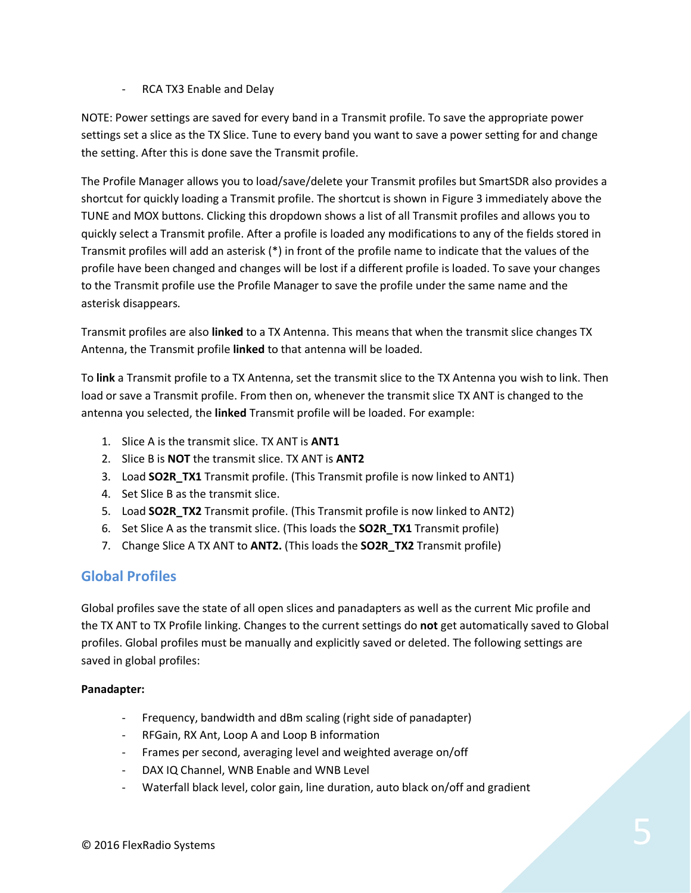- RCA TX3 Enable and Delay

NOTE: Power settings are saved for every band in a Transmit profile. To save the appropriate power settings set a slice as the TX Slice. Tune to every band you want to save a power setting for and change the setting. After this is done save the Transmit profile.

The Profile Manager allows you to load/save/delete your Transmit profiles but SmartSDR also provides a shortcut for quickly loading a Transmit profile. The shortcut is shown in Figure 3 immediately above the TUNE and MOX buttons. Clicking this dropdown shows a list of all Transmit profiles and allows you to quickly select a Transmit profile. After a profile is loaded any modifications to any of the fields stored in Transmit profiles will add an asterisk (*) in front of the profile name to indicate that the values of the profile have been changed and changes will be lost if a different profile is loaded. To save your changes to the Transmit profile use the Profile Manager to save the profile under the same name and the asterisk disappears.

Transmit profiles are also **linked** to a TX Antenna. This means that when the transmit slice changes TX Antenna, the Transmit profile **linked** to that antenna will be loaded.

To **link** a Transmit profile to a TX Antenna, set the transmit slice to the TX Antenna you wish to link. Then load or save a Transmit profile. From then on, whenever the transmit slice TX ANT is changed to the antenna you selected, the **linked** Transmit profile will be loaded. For example:

1. Slice A is the transmit slice. TX ANT is **ANT1**
2. Slice B is **NOT** the transmit slice. TX ANT is **ANT2**
3. Load **SO2R_TX1** Transmit profile. (This Transmit profile is now linked to ANT1)
4. Set Slice B as the transmit slice.
5. Load **SO2R_TX2** Transmit profile. (This Transmit profile is now linked to ANT2)
6. Set Slice A as the transmit slice. (This loads the **SO2R_TX1** Transmit profile)
7. Change Slice A TX ANT to **ANT2.** (This loads the **SO2R_TX2** Transmit profile)

## Global Profiles

Global profiles save the state of all open slices and panadapters as well as the current Mic profile and the TX ANT to TX Profile linking. Changes to the current settings do **not** get automatically saved to Global profiles. Global profiles must be manually and explicitly saved or deleted. The following settings are saved in global profiles:

**Panadapter:**

- Frequency, bandwidth and dBm scaling (right side of panadapter)
- RFGain, RX Ant, Loop A and Loop B information
- Frames per second, averaging level and weighted average on/off
- DAX IQ Channel, WNB Enable and WNB Level
- Waterfall black level, color gain, line duration, auto black on/off and gradient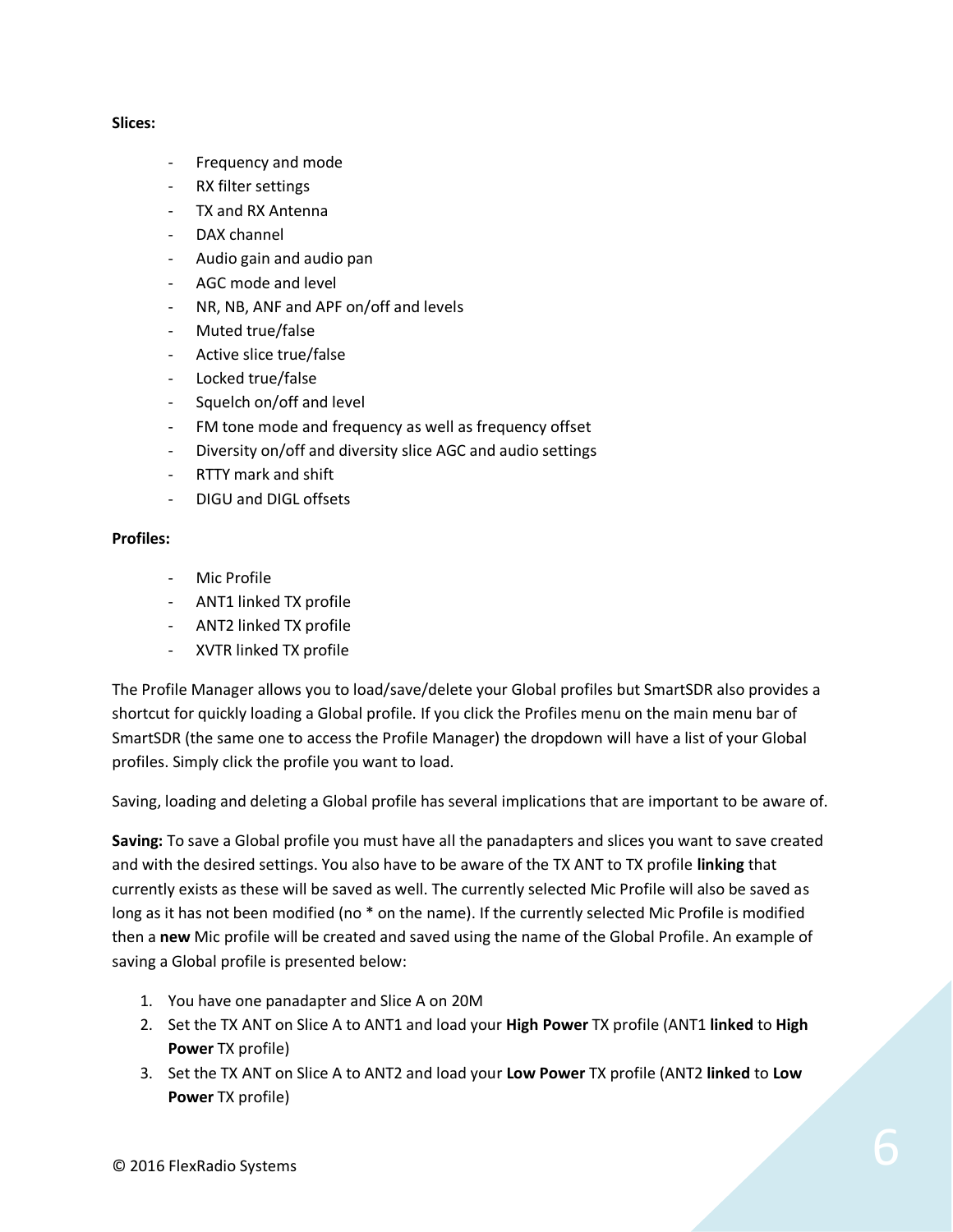**Slices:**

- Frequency and mode
- RX filter settings
- TX and RX Antenna
- DAX channel
- Audio gain and audio pan
- AGC mode and level
- NR, NB, ANF and APF on/off and levels
- Muted true/false
- Active slice true/false
- Locked true/false
- Squelch on/off and level
- FM tone mode and frequency as well as frequency offset
- Diversity on/off and diversity slice AGC and audio settings
- RTTY mark and shift
- DIGU and DIGL offsets

**Profiles:**

- Mic Profile
- ANT1 linked TX profile
- ANT2 linked TX profile
- XVTR linked TX profile

The Profile Manager allows you to load/save/delete your Global profiles but SmartSDR also provides a shortcut for quickly loading a Global profile. If you click the Profiles menu on the main menu bar of SmartSDR (the same one to access the Profile Manager) the dropdown will have a list of your Global profiles. Simply click the profile you want to load.

Saving, loading and deleting a Global profile has several implications that are important to be aware of.

**Saving:** To save a Global profile you must have all the panadapters and slices you want to save created and with the desired settings. You also have to be aware of the TX ANT to TX profile **linking** that currently exists as these will be saved as well. The currently selected Mic Profile will also be saved as long as it has not been modified (no * on the name). If the currently selected Mic Profile is modified then a **new** Mic profile will be created and saved using the name of the Global Profile. An example of saving a Global profile is presented below:

1. You have one panadapter and Slice A on 20M
2. Set the TX ANT on Slice A to ANT1 and load your **High Power** TX profile (ANT1 **linked** to **High Power** TX profile)
3. Set the TX ANT on Slice A to ANT2 and load your **Low Power** TX profile (ANT2 **linked** to **Low Power** TX profile)

© 2016 FlexRadio Systems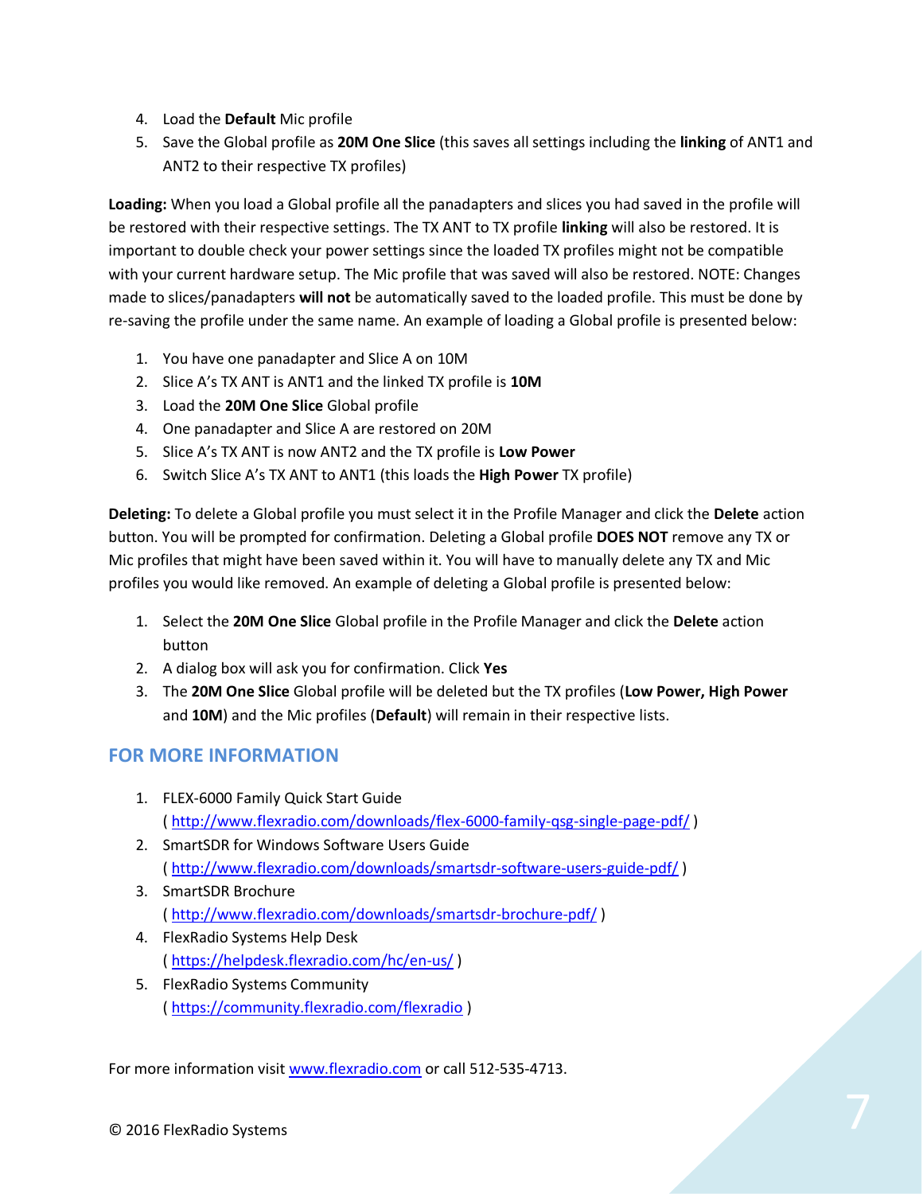4. Load the **Default** Mic profile
5. Save the Global profile as **20M One Slice** (this saves all settings including the **linking** of ANT1 and ANT2 to their respective TX profiles)

**Loading:** When you load a Global profile all the panadapters and slices you had saved in the profile will be restored with their respective settings. The TX ANT to TX profile **linking** will also be restored. It is important to double check your power settings since the loaded TX profiles might not be compatible with your current hardware setup. The Mic profile that was saved will also be restored. NOTE: Changes made to slices/panadapters **will not** be automatically saved to the loaded profile. This must be done by re-saving the profile under the same name. An example of loading a Global profile is presented below:

1. You have one panadapter and Slice A on 10M
2. Slice A's TX ANT is ANT1 and the linked TX profile is **10M**
3. Load the **20M One Slice** Global profile
4. One panadapter and Slice A are restored on 20M
5. Slice A's TX ANT is now ANT2 and the TX profile is **Low Power**
6. Switch Slice A's TX ANT to ANT1 (this loads the **High Power** TX profile)

**Deleting:** To delete a Global profile you must select it in the Profile Manager and click the **Delete** action button. You will be prompted for confirmation. Deleting a Global profile **DOES NOT** remove any TX or Mic profiles that might have been saved within it. You will have to manually delete any TX and Mic profiles you would like removed. An example of deleting a Global profile is presented below:

1. Select the **20M One Slice** Global profile in the Profile Manager and click the **Delete** action button
2. A dialog box will ask you for confirmation. Click **Yes**
3. The **20M One Slice** Global profile will be deleted but the TX profiles (**Low Power, High Power** and **10M**) and the Mic profiles (**Default**) will remain in their respective lists.

## FOR MORE INFORMATION

1. FLEX-6000 Family Quick Start Guide
( http://www.flexradio.com/downloads/flex-6000-family-qsg-single-page-pdf/ )
2. SmartSDR for Windows Software Users Guide
( http://www.flexradio.com/downloads/smartsdr-software-users-guide-pdf/ )
3. SmartSDR Brochure
( http://www.flexradio.com/downloads/smartsdr-brochure-pdf/ )
4. FlexRadio Systems Help Desk
( https://helpdesk.flexradio.com/hc/en-us/ )
5. FlexRadio Systems Community
( https://community.flexradio.com/flexradio )

For more information visit www.flexradio.com or call 512-535-4713.

© 2016 FlexRadio Systems